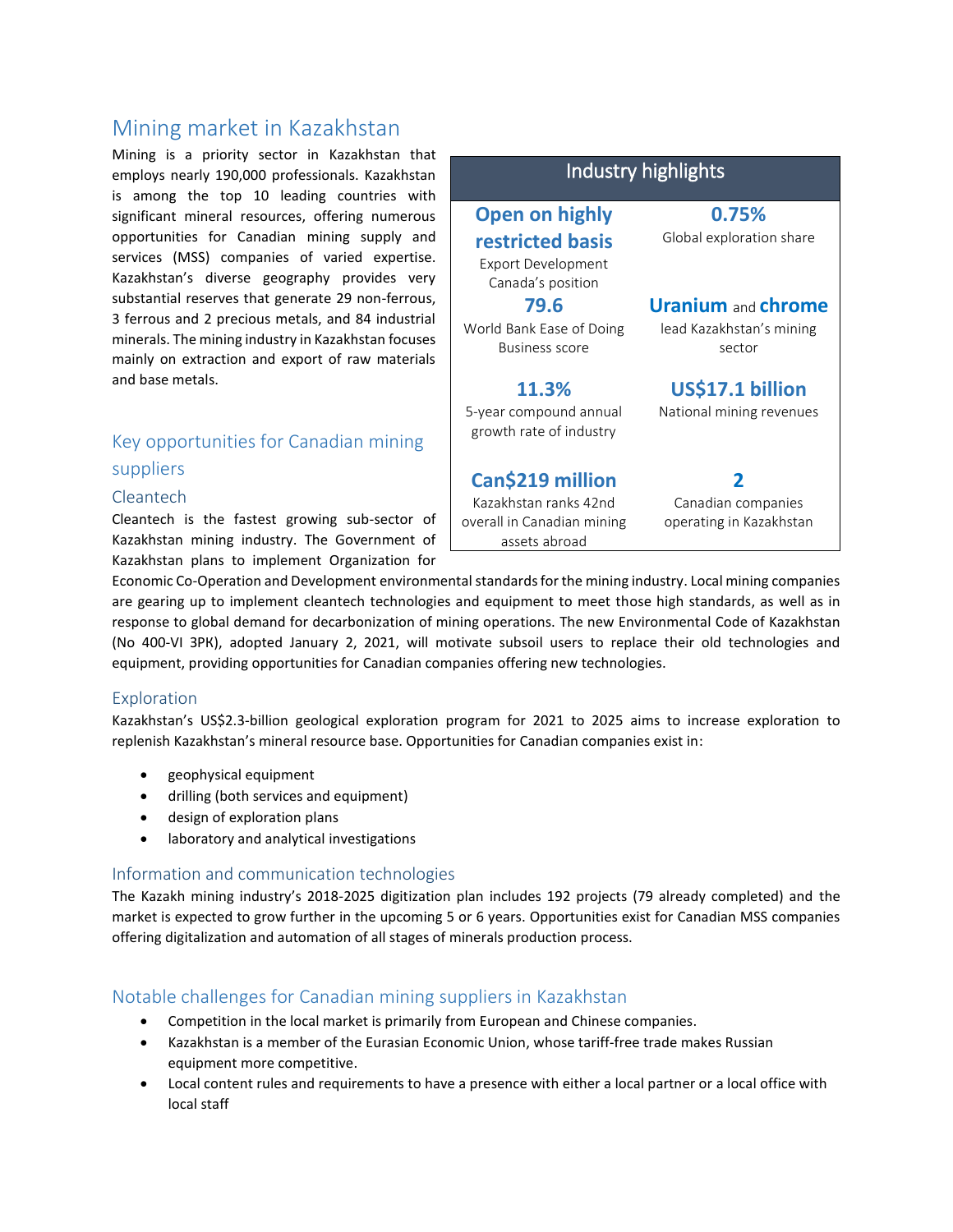# Mining market in Kazakhstan

Mining is a priority sector in Kazakhstan that employs nearly 190,000 professionals. Kazakhstan is among the top 10 leading countries with significant mineral resources, offering numerous opportunities for Canadian mining supply and services (MSS) companies of varied expertise. Kazakhstan's diverse geography provides very substantial reserves that generate 29 non-ferrous, 3 ferrous and 2 precious metals, and 84 industrial minerals. The mining industry in Kazakhstan focuses mainly on extraction and export of raw materials and base metals.

## Industry highlights

| | |
|---|---|
| **Open on highly restricted basis** Export Development Canada's position | **0.75%** Global exploration share |
| **79.6** World Bank Ease of Doing Business score | **Uranium** and **chrome** lead Kazakhstan's mining sector |
| **11.3%** 5-year compound annual growth rate of industry | **US$17.1 billion** National mining revenues |
| **Can$219 million** Kazakhstan ranks 42nd overall in Canadian mining assets abroad | **2** Canadian companies operating in Kazakhstan |

## Key opportunities for Canadian mining suppliers

### Cleantech

Cleantech is the fastest growing sub-sector of Kazakhstan mining industry. The Government of Kazakhstan plans to implement Organization for Economic Co-Operation and Development environmental standards for the mining industry. Local mining companies are gearing up to implement cleantech technologies and equipment to meet those high standards, as well as in response to global demand for decarbonization of mining operations. The new Environmental Code of Kazakhstan (No 400-VI ЗРК), adopted January 2, 2021, will motivate subsoil users to replace their old technologies and equipment, providing opportunities for Canadian companies offering new technologies.

### Exploration

Kazakhstan's US$2.3-billion geological exploration program for 2021 to 2025 aims to increase exploration to replenish Kazakhstan's mineral resource base. Opportunities for Canadian companies exist in:

- geophysical equipment
- drilling (both services and equipment)
- design of exploration plans
- laboratory and analytical investigations

### Information and communication technologies

The Kazakh mining industry's 2018-2025 digitization plan includes 192 projects (79 already completed) and the market is expected to grow further in the upcoming 5 or 6 years. Opportunities exist for Canadian MSS companies offering digitalization and automation of all stages of minerals production process.

## Notable challenges for Canadian mining suppliers in Kazakhstan

- Competition in the local market is primarily from European and Chinese companies.
- Kazakhstan is a member of the Eurasian Economic Union, whose tariff-free trade makes Russian equipment more competitive.
- Local content rules and requirements to have a presence with either a local partner or a local office with local staff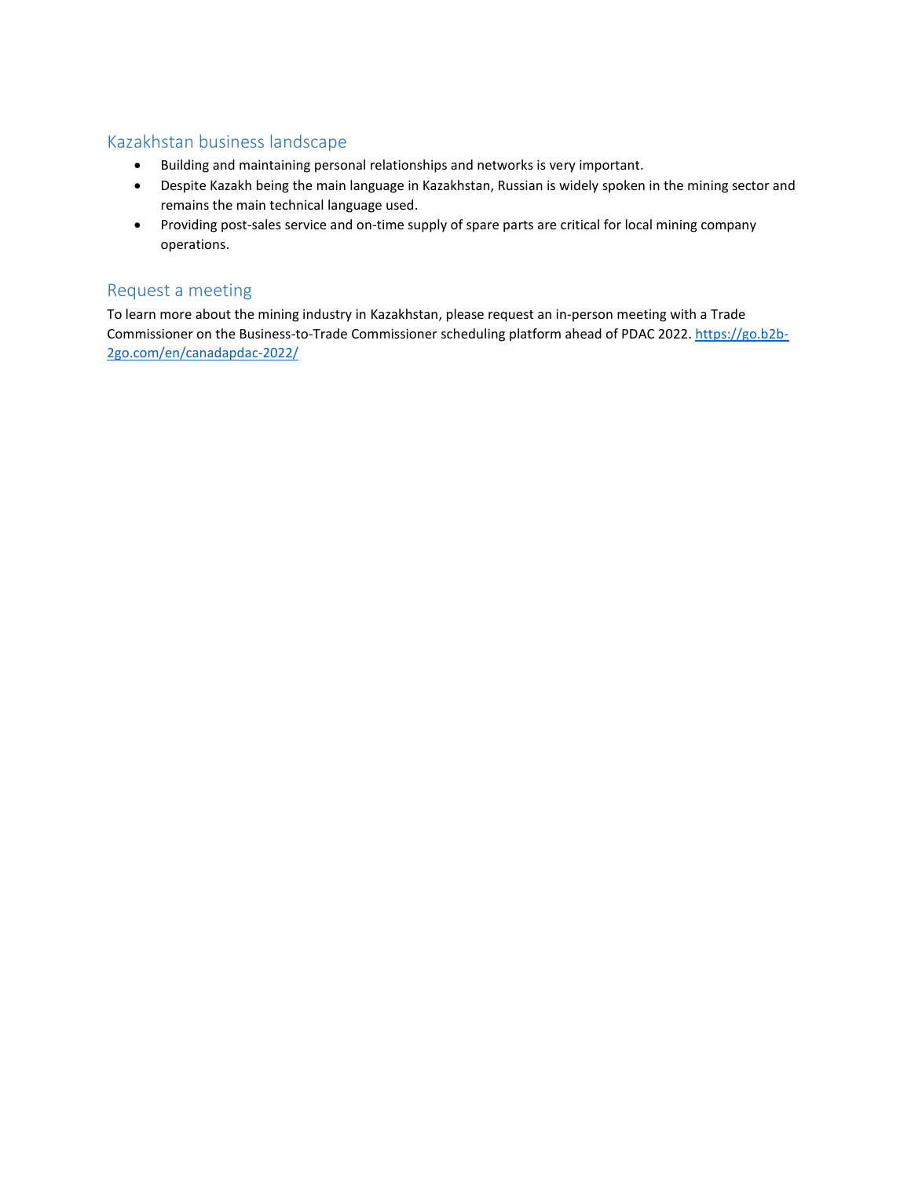## Kazakhstan business landscape

- Building and maintaining personal relationships and networks is very important.
- Despite Kazakh being the main language in Kazakhstan, Russian is widely spoken in the mining sector and remains the main technical language used.
- Providing post-sales service and on-time supply of spare parts are critical for local mining company operations.

## Request a meeting

To learn more about the mining industry in Kazakhstan, please request an in-person meeting with a Trade Commissioner on the Business-to-Trade Commissioner scheduling platform ahead of PDAC 2022. [https://go.b2b-2go.com/en/canadapdac-2022/](https://go.b2b-2go.com/en/canadapdac-2022/)